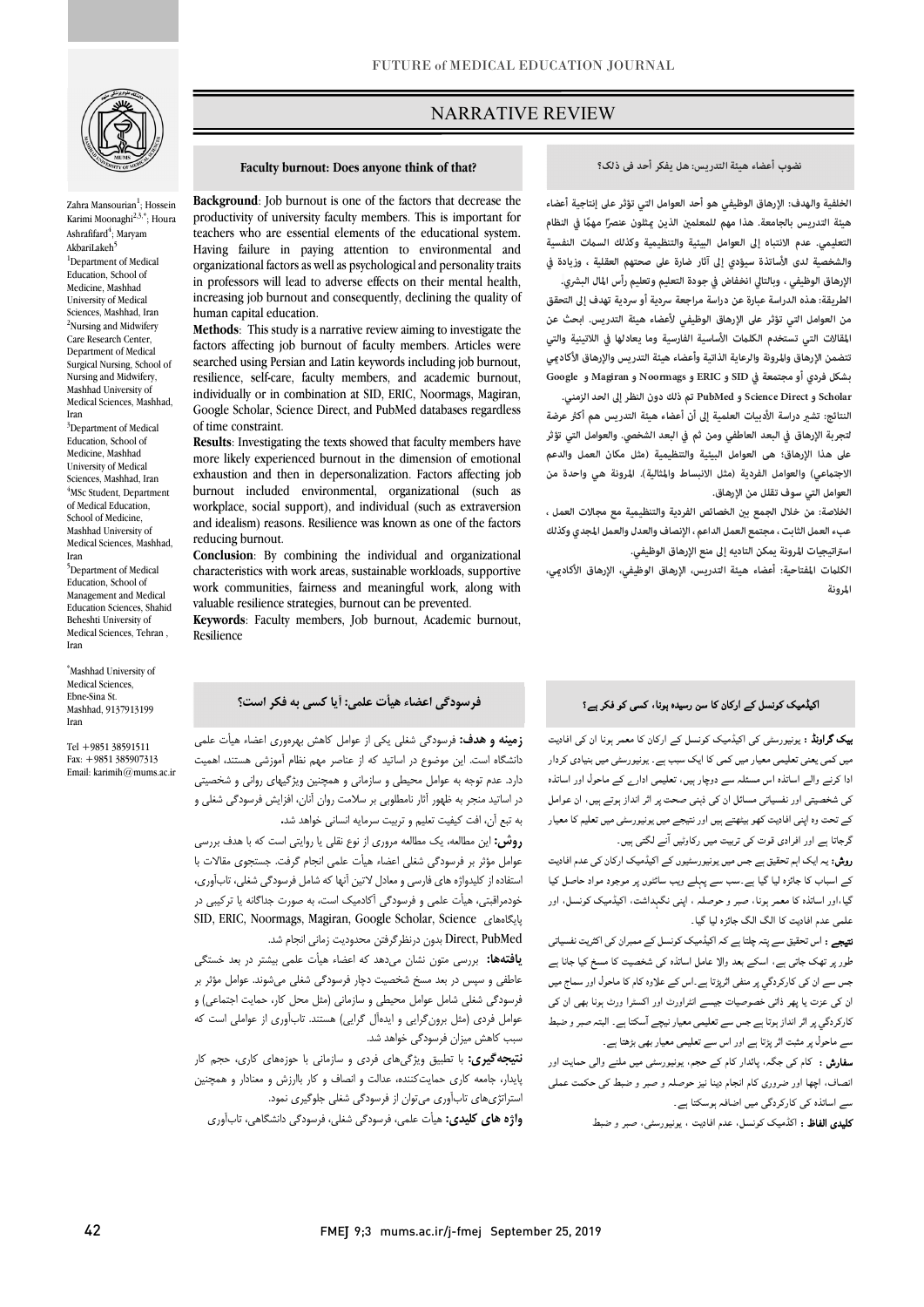# NARRATIVE REVIEW

Zahra Mansourian[1]; Hossein Karimi Moonaghi[2,3,*]; Houra Ashrafifard[4]; Maryam AkbariLakeh[5]

[1]Department of Medical Education, School of Medicine, Mashhad University of Medical Sciences, Mashhad, Iran

[2]Nursing and Midwifery Care Research Center, Department of Medical Surgical Nursing, School of Nursing and Midwifery, Mashhad University of Medical Sciences, Mashhad, Iran

[3]Department of Medical Education, School of Medicine, Mashhad University of Medical Sciences, Mashhad, Iran

[4]MSc Student, Department of Medical Education, School of Medicine, Mashhad University of Medical Sciences, Mashhad, Iran

[5]Department of Medical Education, School of Management and Medical Education Sciences, Shahid Beheshti University of Medical Sciences, Tehran, Iran

*Mashhad University of Medical Sciences, Ebne-Sina St. Mashhad, 9137913199 Iran

Tel +9851 38591511
Fax: +9851 385907313
Email: karimih@mums.ac.ir

## Faculty burnout: Does anyone think of that?

**Background**: Job burnout is one of the factors that decrease the productivity of university faculty members. This is important for teachers who are essential elements of the educational system. Having failure in paying attention to environmental and organizational factors as well as psychological and personality traits in professors will lead to adverse effects on their mental health, increasing job burnout and consequently, declining the quality of human capital education.

**Methods**: This study is a narrative review aiming to investigate the factors affecting job burnout of faculty members. Articles were searched using Persian and Latin keywords including job burnout, resilience, self-care, faculty members, and academic burnout, individually or in combination at SID, ERIC, Noormags, Magiran, Google Scholar, Science Direct, and PubMed databases regardless of time constraint.

**Results**: Investigating the texts showed that faculty members have more likely experienced burnout in the dimension of emotional exhaustion and then in depersonalization. Factors affecting job burnout included environmental, organizational (such as workplace, social support), and individual (such as extraversion and idealism) reasons. Resilience was known as one of the factors reducing burnout.

**Conclusion**: By combining the individual and organizational characteristics with work areas, sustainable workloads, supportive work communities, fairness and meaningful work, along with valuable resilience strategies, burnout can be prevented.

**Keywords**: Faculty members, Job burnout, Academic burnout, Resilience

## نضوب أعضاء هيئة التدريس: هل يفكر أحد في ذلك؟

**الخلفية والهدف:** الإرهاق الوظيفي هو أحد العوامل التي تؤثر على إنتاجية أعضاء هيئة التدريس بالجامعة. هذا مهم للمعلمين الذين يمثلون عنصراً مهمًا في النظام التعليمي. عدم الانتباه إلى العوامل البيئية والتنظيمية وكذلك السمات النفسية والشخصية لدى الأساتذة سيؤدي إلى آثار ضارة على صحتهم العقلية ، وزيادة في الإرهاق الوظيفي ، وبالتالي انخفاض في جودة التعليم وتعليم رأس المال البشري.

**الطريقة:** هذه الدراسة عبارة عن مراجعة سردية أو سردية تهدف إلى التحقق من العوامل التي تؤثر على الإرهاق الوظيفي لأعضاء هيئة التدريس. ابحث عن المقالات التي تستخدم الكلمات الأساسية الفارسية وما يعادلها في اللاتينية والتي تتضمن الإرهاق والمرونة والرعاية الذاتية وأعضاء هيئة التدريس والإرهاق الأكاديمي بشكل فردي أو مجتمعة في SID و ERIC و Noormags و Magiran و Google Scholar و Science Direct و PubMed تم ذلك دون النظر إلى الحد الزمني.

**النتائج:** تشير دراسة الأدبيات العلمية إلى أن أعضاء هيئة التدريس هم أكثر عرضة لتجربة الإرهاق في البعد العاطفي ومن ثم في البعد الشخصي. والعوامل التي تؤثر على هذا الإرهاق؛ هي العوامل البيئية والتنظيمية (مثل مكان العمل والدعم الاجتماعي) والعوامل الفردية (مثل الانبساط والمثالية). المرونة هي واحدة من العوامل التي سوف تقلل من الإرهاق.

**الخلاصة:** من خلال الجمع بين الخصائص الفردية والتنظيمية مع مجالات العمل ، عبء العمل الثابت ، مجتمع العمل الداعم ، الإنصاف والعدل والعمل المجدي وكذلك استراتيجيات المرونة يمكن التداية إلى منع الإرهاق الوظيفي.

**الكلمات المفتاحية:** أعضاء هيئة التدريس، الإرهاق الوظيفي، الإرهاق الأكاديمي، المرونة

## فرسودگی اعضاء هیأت علمی: آیا کسی به فکر است؟

**زمینه و هدف:** فرسودگی شغلی یکی از عوامل کاهش بهره‌وری اعضاء هیأت علمی دانشگاه است. این موضوع در اساتید که از عناصر مهم نظام آموزشی هستند، اهمیت دارد. عدم توجه به عوامل محیطی و سازمانی و همچنین ویژگیهای روانی و شخصیتی در اساتید منجر به ظهور آثار نامطلوبی بر سلامت روان آنان، افزایش فرسودگی شغلی و به تبع آن، افت کیفیت تعلیم و تربیت سرمایه انسانی خواهد شد.

**روش:** این مطالعه، یک مطالعه مروری از نوع نقلی یا روایتی است که با هدف بررسی عوامل مؤثر بر فرسودگی شغلی اعضاء هیأت علمی انجام گرفت. جستجوی مقالات با استفاده از کلیدواژه های فارسی و معادل لاتین آنها که شامل فرسودگی شغلی، تاب‌آوری، خودمراقبتی، هیأت علمی و فرسودگی آکادمیک است، به صورت جداگانه یا ترکیبی در پایگاههای SID, ERIC, Noormags, Magiran, Google Scholar, Science Direct, PubMed بدون درنظرگرفتن محدودیت زمانی انجام شد.

**یافته‌ها:** بررسی متون نشان می‌دهد که اعضاء هیأت علمی بیشتر در بعد خستگی عاطفی و سپس در بعد مسخ شخصیت دچار فرسودگی شغلی می‌شوند. عوامل مؤثر بر فرسودگی شغلی شامل عوامل محیطی و سازمانی (مثل محل کار، حمایت اجتماعی) و عوامل فردی (مثل برون‌گرایی و ایده‌آل گرایی) هستند. تاب‌آوری از عواملی است که سبب کاهش میزان فرسودگی خواهد شد.

**نتیجه‌گیری:** با تطبیق ویژگی‌های فردی و سازمانی با حوزه‌های کاری، حجم کار پایدار، جامعه کاری حمایت‌کننده، عدالت و انصاف و کار باارزش و معنادار و همچنین استراتژی‌های تاب‌آوری می‌توان از فرسودگی شغلی جلوگیری نمود.

**واژه های کلیدی:** هیأت علمی، فرسودگی شغلی، فرسودگی دانشگاهی، تاب‌آوری

## اکیڈمیک کونسل کے ارکان کا سن رسیدہ ہونا، کسی کو فکر ہے؟

**بیک گراونڈ :** یونیورسٹی کی اکیڈمیک کونسل کے ارکان کا معمر ہونا ان کی افادیت میں کمی یعنی تعلیمی معیار میں کمی کا ایک سبب ہے۔ یونیورسٹی میں بنیادی کردار ادا کرنے والے اساتذہ اس مسئلہ سے دوچار ہیں، تعلیمی ادارے کے ماحول اور اساتذہ کی شخصیتی اور نفسیاتی مسائل ان کی ذہنی صحت پر اثر انداز ہوتے ہیں، ان عوامل کے تحت وہ اپنی افادیت کھو بیٹھتے ہیں اور نتیجے میں یونیورسٹی میں تعلیم کا معیار گرجاتا ہے اور افرادی قوت کی تربیت میں رکاوٹیں آنے لگتی ہیں۔

**روش:** یہ ایک اہم تحقیق ہے جس میں یونیورسٹیوں کے اکیڈمیک ارکان کی عدم افادیت کے اسباب کا جائزہ لیا گیا ہے۔سب سے پہلے ویب سائٹوں پر موجود مواد حاصل کیا گیا،اور اساتذہ کا معمر ہونا، صبر و حوصلہ ، اپنی نگہداشت، اکیڈمیک کونسل، اور علمی عدم افادیت کا الگ الگ جائزہ لیا گیا۔

**نتیجے :** اس تحقیق سے پتہ چلتا ہے کہ اکیڈمیک کونسل کے ممبران کی اکثریت نفسیاتی طور پر تھک جاتی ہے، اسکے بعد والا عامل اساتذہ کی شخصیت کا مسخ کیا جانا ہے جس سے ان کی کارکردگي پر منفی اثرپڑتا ہے۔اس کے علاوہ کام کا ماحول اور سماج میں ان کی عزت یا پھر ذاتی خصوصیات جیسے انٹراورٹ اور اکسٹرا ورٹ ہونا بھی ان کی کارکردگي پر اثر انداز ہوتا ہے جس سے تعلیمی معیار نیچے آسکتا ہے۔ البتہ صبر و ضبط سے ماحول پر مثبت اثر پڑتا ہے اور اس سے تعلیمی معیار بھی بڑھتا ہے۔

**سفارش :** کام کی جگہ، پائدار کام کے حجم، یونیورسٹی میں ملنے والی حمایت اور انصاف، اچھا اور ضروری کام انجام دینا نیز حوصلہ و صبر و ضبط کی حکمت عملی سے اساتذہ کی کارکردگی میں اضافہ ہوسکتا ہے۔

**کلیدی الفاظ :** اکڈمیک کونسل، عدم افادیت ، یونیورسٹی، صبر و ضبط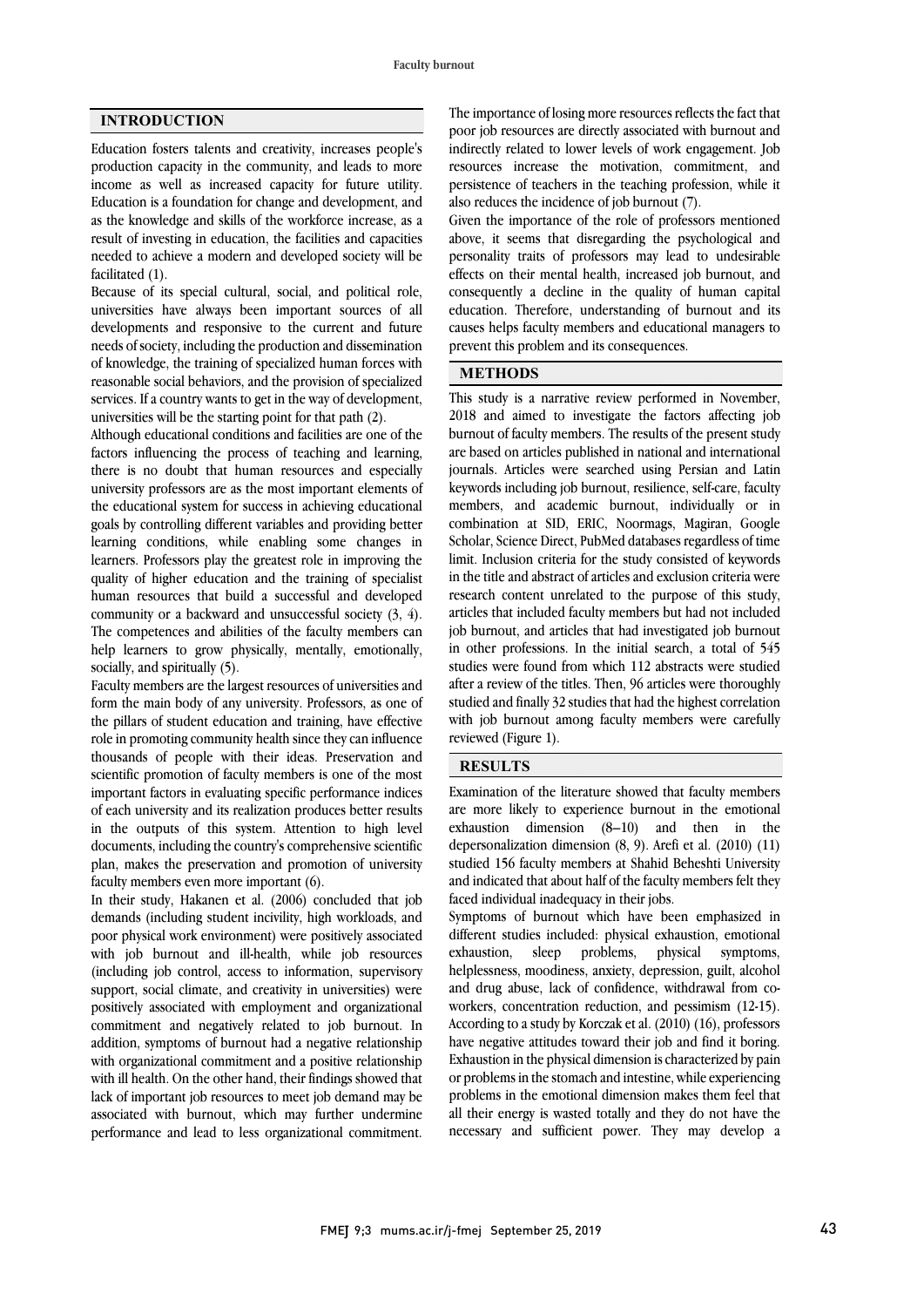## INTRODUCTION

Education fosters talents and creativity, increases people's production capacity in the community, and leads to more income as well as increased capacity for future utility. Education is a foundation for change and development, and as the knowledge and skills of the workforce increase, as a result of investing in education, the facilities and capacities needed to achieve a modern and developed society will be facilitated (1).

Because of its special cultural, social, and political role, universities have always been important sources of all developments and responsive to the current and future needs of society, including the production and dissemination of knowledge, the training of specialized human forces with reasonable social behaviors, and the provision of specialized services. If a country wants to get in the way of development, universities will be the starting point for that path (2).

Although educational conditions and facilities are one of the factors influencing the process of teaching and learning, there is no doubt that human resources and especially university professors are as the most important elements of the educational system for success in achieving educational goals by controlling different variables and providing better learning conditions, while enabling some changes in learners. Professors play the greatest role in improving the quality of higher education and the training of specialist human resources that build a successful and developed community or a backward and unsuccessful society (3, 4). The competences and abilities of the faculty members can help learners to grow physically, mentally, emotionally, socially, and spiritually (5).

Faculty members are the largest resources of universities and form the main body of any university. Professors, as one of the pillars of student education and training, have effective role in promoting community health since they can influence thousands of people with their ideas. Preservation and scientific promotion of faculty members is one of the most important factors in evaluating specific performance indices of each university and its realization produces better results in the outputs of this system. Attention to high level documents, including the country's comprehensive scientific plan, makes the preservation and promotion of university faculty members even more important (6).

In their study, Hakanen et al. (2006) concluded that job demands (including student incivility, high workloads, and poor physical work environment) were positively associated with job burnout and ill-health, while job resources (including job control, access to information, supervisory support, social climate, and creativity in universities) were positively associated with employment and organizational commitment and negatively related to job burnout. In addition, symptoms of burnout had a negative relationship with organizational commitment and a positive relationship with ill health. On the other hand, their findings showed that lack of important job resources to meet job demand may be associated with burnout, which may further undermine performance and lead to less organizational commitment. The importance of losing more resources reflects the fact that poor job resources are directly associated with burnout and indirectly related to lower levels of work engagement. Job resources increase the motivation, commitment, and persistence of teachers in the teaching profession, while it also reduces the incidence of job burnout (7).

Given the importance of the role of professors mentioned above, it seems that disregarding the psychological and personality traits of professors may lead to undesirable effects on their mental health, increased job burnout, and consequently a decline in the quality of human capital education. Therefore, understanding of burnout and its causes helps faculty members and educational managers to prevent this problem and its consequences.

## METHODS

This study is a narrative review performed in November, 2018 and aimed to investigate the factors affecting job burnout of faculty members. The results of the present study are based on articles published in national and international journals. Articles were searched using Persian and Latin keywords including job burnout, resilience, self-care, faculty members, and academic burnout, individually or in combination at SID, ERIC, Noormags, Magiran, Google Scholar, Science Direct, PubMed databases regardless of time limit. Inclusion criteria for the study consisted of keywords in the title and abstract of articles and exclusion criteria were research content unrelated to the purpose of this study, articles that included faculty members but had not included job burnout, and articles that had investigated job burnout in other professions. In the initial search, a total of 545 studies were found from which 112 abstracts were studied after a review of the titles. Then, 96 articles were thoroughly studied and finally 32 studies that had the highest correlation with job burnout among faculty members were carefully reviewed (Figure 1).

## RESULTS

Examination of the literature showed that faculty members are more likely to experience burnout in the emotional exhaustion dimension (8–10) and then in the depersonalization dimension (8, 9). Arefi et al. (2010) (11) studied 156 faculty members at Shahid Beheshti University and indicated that about half of the faculty members felt they faced individual inadequacy in their jobs.

Symptoms of burnout which have been emphasized in different studies included: physical exhaustion, emotional exhaustion, sleep problems, physical symptoms, helplessness, moodiness, anxiety, depression, guilt, alcohol and drug abuse, lack of confidence, withdrawal from co-workers, concentration reduction, and pessimism (12-15). According to a study by Korczak et al. (2010) (16), professors have negative attitudes toward their job and find it boring. Exhaustion in the physical dimension is characterized by pain or problems in the stomach and intestine, while experiencing problems in the emotional dimension makes them feel that all their energy is wasted totally and they do not have the necessary and sufficient power. They may develop a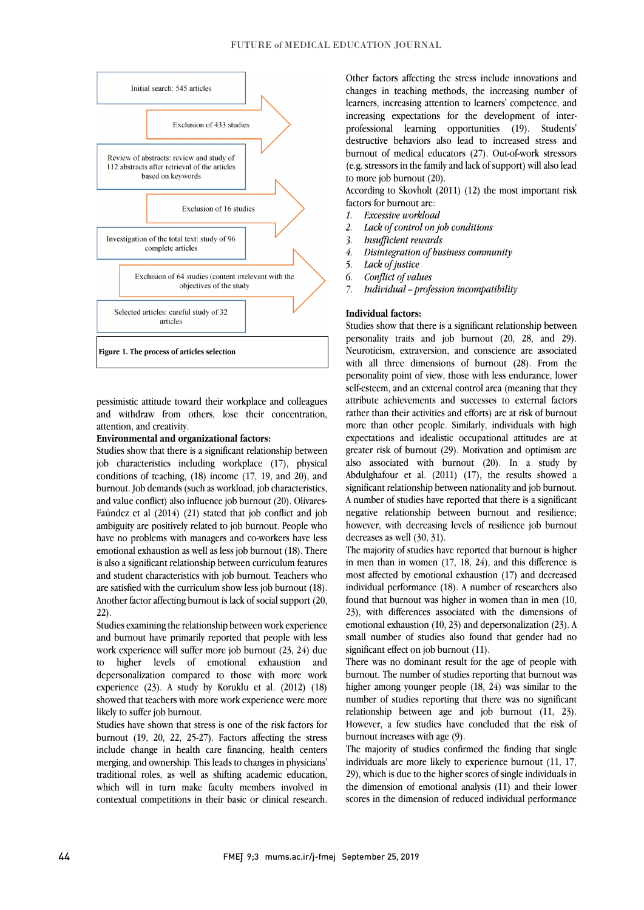Initial search: 545 articles

Exclusion of 433 studies

Review of abstracts: review and study of 112 abstracts after retrieval of the articles based on keywords

Exclusion of 16 studies

Investigation of the total text: study of 96 complete articles

Exclusion of 64 studies (content irrelevant with the objectives of the study

Selected articles: careful study of 32 articles

**Figure 1. The process of articles selection**

pessimistic attitude toward their workplace and colleagues and withdraw from others, lose their concentration, attention, and creativity.

**Environmental and organizational factors:**

Studies show that there is a significant relationship between job characteristics including workplace (17), physical conditions of teaching, (18) income (17, 19, and 20), and burnout. Job demands (such as workload, job characteristics, and value conflict) also influence job burnout (20). Olivares-Faúndez et al (2014) (21) stated that job conflict and job ambiguity are positively related to job burnout. People who have no problems with managers and co-workers have less emotional exhaustion as well as less job burnout (18). There is also a significant relationship between curriculum features and student characteristics with job burnout. Teachers who are satisfied with the curriculum show less job burnout (18). Another factor affecting burnout is lack of social support (20, 22).

Studies examining the relationship between work experience and burnout have primarily reported that people with less work experience will suffer more job burnout (23, 24) due to higher levels of emotional exhaustion and depersonalization compared to those with more work experience (23). A study by Koruklu et al. (2012) (18) showed that teachers with more work experience were more likely to suffer job burnout.

Studies have shown that stress is one of the risk factors for burnout (19, 20, 22, 25-27). Factors affecting the stress include change in health care financing, health centers merging, and ownership. This leads to changes in physicians' traditional roles, as well as shifting academic education, which will in turn make faculty members involved in contextual competitions in their basic or clinical research. Other factors affecting the stress include innovations and changes in teaching methods, the increasing number of learners, increasing attention to learners' competence, and increasing expectations for the development of inter-professional learning opportunities (19). Students' destructive behaviors also lead to increased stress and burnout of medical educators (27). Out-of-work stressors (e.g. stressors in the family and lack of support) will also lead to more job burnout (20).

According to Skovholt (2011) (12) the most important risk factors for burnout are:

1. *Excessive workload*
2. *Lack of control on job conditions*
3. *Insufficient rewards*
4. *Disintegration of business community*
5. *Lack of justice*
6. *Conflict of values*
7. *Individual – profession incompatibility*

**Individual factors:**

Studies show that there is a significant relationship between personality traits and job burnout (20, 28, and 29). Neuroticism, extraversion, and conscience are associated with all three dimensions of burnout (28). From the personality point of view, those with less endurance, lower self-esteem, and an external control area (meaning that they attribute achievements and successes to external factors rather than their activities and efforts) are at risk of burnout more than other people. Similarly, individuals with high expectations and idealistic occupational attitudes are at greater risk of burnout (29). Motivation and optimism are also associated with burnout (20). In a study by Abdulghafour et al. (2011) (17), the results showed a significant relationship between nationality and job burnout. A number of studies have reported that there is a significant negative relationship between burnout and resilience; however, with decreasing levels of resilience job burnout decreases as well (30, 31).

The majority of studies have reported that burnout is higher in men than in women (17, 18, 24), and this difference is most affected by emotional exhaustion (17) and decreased individual performance (18). A number of researchers also found that burnout was higher in women than in men (10, 23), with differences associated with the dimensions of emotional exhaustion (10, 23) and depersonalization (23). A small number of studies also found that gender had no significant effect on job burnout (11).

There was no dominant result for the age of people with burnout. The number of studies reporting that burnout was higher among younger people (18, 24) was similar to the number of studies reporting that there was no significant relationship between age and job burnout (11, 23). However, a few studies have concluded that the risk of burnout increases with age (9).

The majority of studies confirmed the finding that single individuals are more likely to experience burnout (11, 17, 29), which is due to the higher scores of single individuals in the dimension of emotional analysis (11) and their lower scores in the dimension of reduced individual performance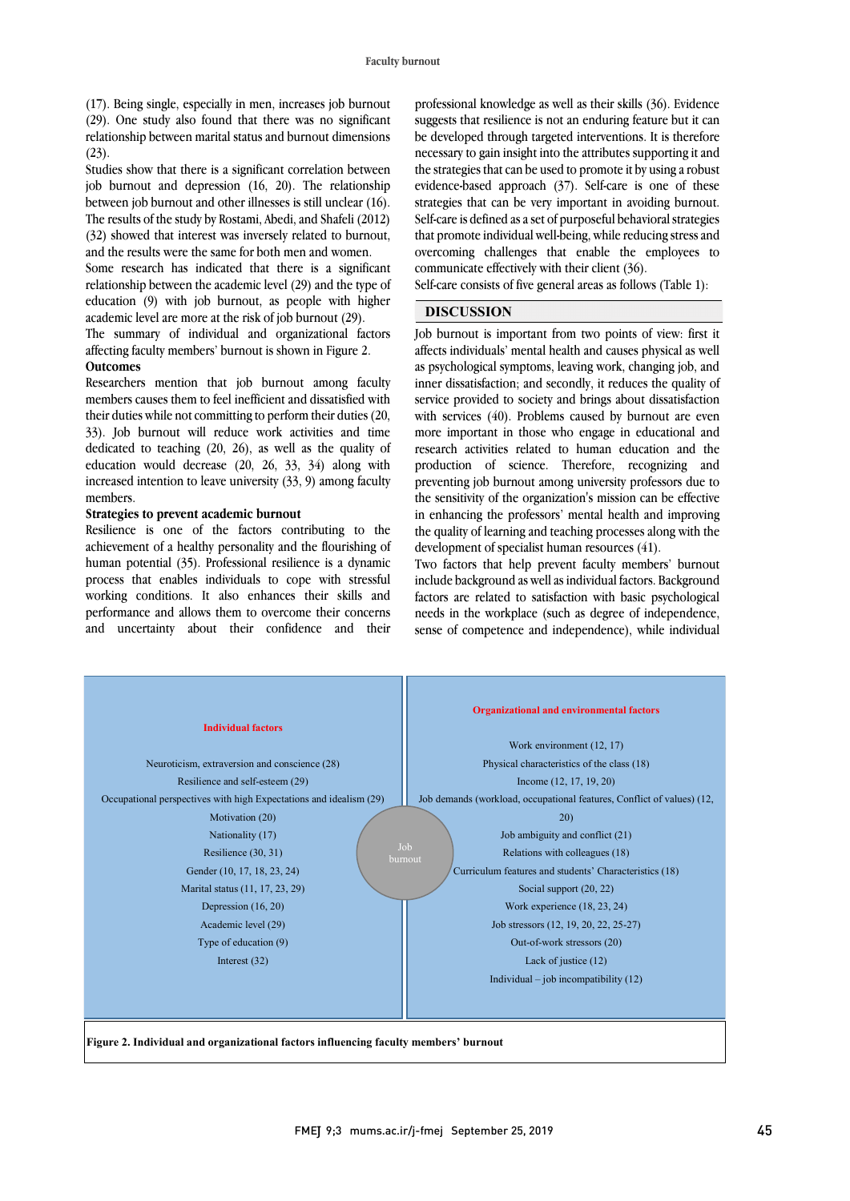(17). Being single, especially in men, increases job burnout (29). One study also found that there was no significant relationship between marital status and burnout dimensions (23).

Studies show that there is a significant correlation between job burnout and depression (16, 20). The relationship between job burnout and other illnesses is still unclear (16). The results of the study by Rostami, Abedi, and Shafeli (2012) (32) showed that interest was inversely related to burnout, and the results were the same for both men and women.

Some research has indicated that there is a significant relationship between the academic level (29) and the type of education (9) with job burnout, as people with higher academic level are more at the risk of job burnout (29).

The summary of individual and organizational factors affecting faculty members' burnout is shown in Figure 2.

**Outcomes**

Researchers mention that job burnout among faculty members causes them to feel inefficient and dissatisfied with their duties while not committing to perform their duties (20, 33). Job burnout will reduce work activities and time dedicated to teaching (20, 26), as well as the quality of education would decrease (20, 26, 33, 34) along with increased intention to leave university (33, 9) among faculty members.

**Strategies to prevent academic burnout**

Resilience is one of the factors contributing to the achievement of a healthy personality and the flourishing of human potential (35). Professional resilience is a dynamic process that enables individuals to cope with stressful working conditions. It also enhances their skills and performance and allows them to overcome their concerns and uncertainty about their confidence and their professional knowledge as well as their skills (36). Evidence suggests that resilience is not an enduring feature but it can be developed through targeted interventions. It is therefore necessary to gain insight into the attributes supporting it and the strategies that can be used to promote it by using a robust evidence-based approach (37). Self-care is one of these strategies that can be very important in avoiding burnout. Self-care is defined as a set of purposeful behavioral strategies that promote individual well-being, while reducing stress and overcoming challenges that enable the employees to communicate effectively with their client (36).

Self-care consists of five general areas as follows (Table 1):

## DISCUSSION

Job burnout is important from two points of view: first it affects individuals' mental health and causes physical as well as psychological symptoms, leaving work, changing job, and inner dissatisfaction; and secondly, it reduces the quality of service provided to society and brings about dissatisfaction with services (40). Problems caused by burnout are even more important in those who engage in educational and research activities related to human education and the production of science. Therefore, recognizing and preventing job burnout among university professors due to the sensitivity of the organization's mission can be effective in enhancing the professors' mental health and improving the quality of learning and teaching processes along with the development of specialist human resources (41).

Two factors that help prevent faculty members' burnout include background as well as individual factors. Background factors are related to satisfaction with basic psychological needs in the workplace (such as degree of independence, sense of competence and independence), while individual

| Individual factors | Job burnout | Organizational and environmental factors |
|---|---|---|
| Neuroticism, extraversion and conscience (28) | | Work environment (12, 17) |
| Resilience and self-esteem (29) | | Physical characteristics of the class (18) |
| Occupational perspectives with high Expectations and idealism (29) | | Income (12, 17, 19, 20) |
| Motivation (20) | | Job demands (workload, occupational features, Conflict of values) (12, 20) |
| Nationality (17) | | Job ambiguity and conflict (21) |
| Resilience (30, 31) | | Relations with colleagues (18) |
| Gender (10, 17, 18, 23, 24) | | Curriculum features and students' Characteristics (18) |
| Marital status (11, 17, 23, 29) | | Social support (20, 22) |
| Depression (16, 20) | | Work experience (18, 23, 24) |
| Academic level (29) | | Job stressors (12, 19, 20, 22, 25-27) |
| Type of education (9) | | Out-of-work stressors (20) |
| Interest (32) | | Lack of justice (12) |
| | | Individual – job incompatibility (12) |

**Figure 2. Individual and organizational factors influencing faculty members' burnout**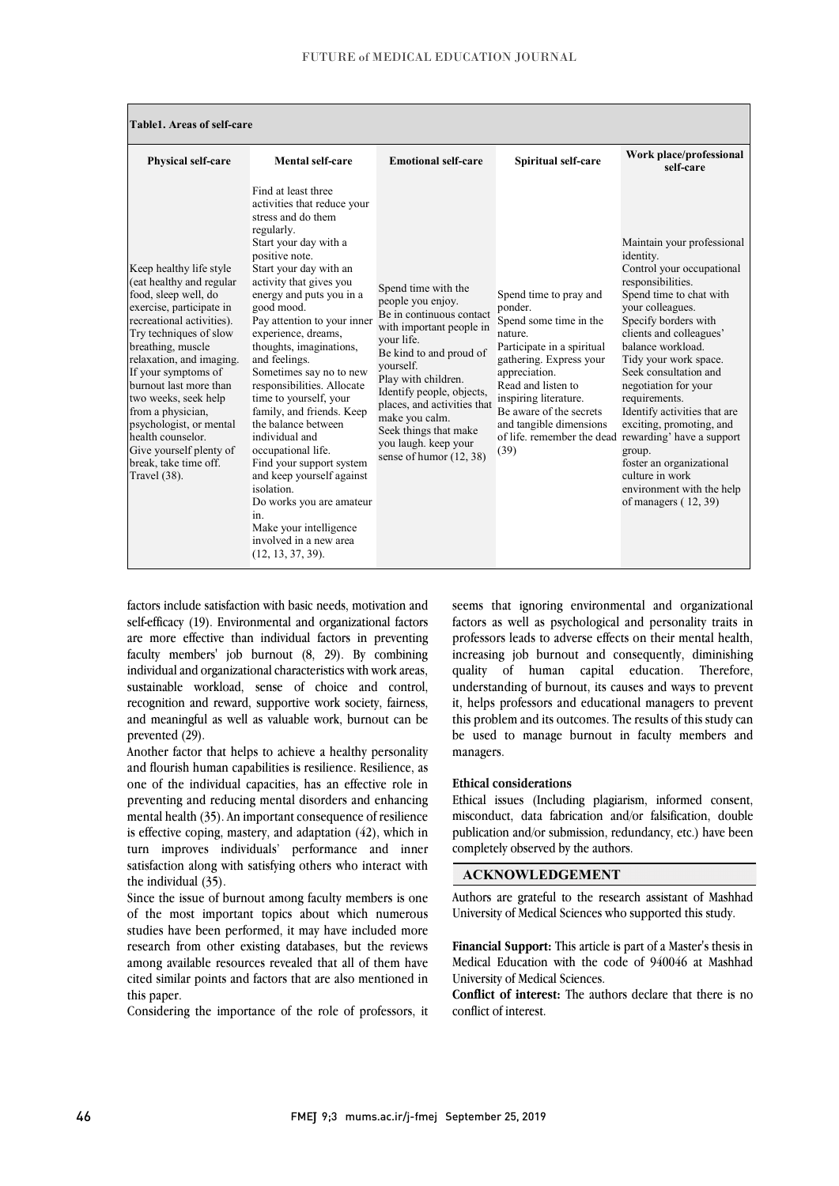**Table1. Areas of self-care**

| Physical self-care | Mental self-care | Emotional self-care | Spiritual self-care | Work place/professional self-care |
|---|---|---|---|---|
| Keep healthy life style (eat healthy and regular food, sleep well, do exercise, participate in recreational activities). Try techniques of slow breathing, muscle relaxation, and imaging. If your symptoms of burnout last more than two weeks, seek help from a physician, psychologist, or mental health counselor. Give yourself plenty of break, take time off. Travel (38). | Find at least three activities that reduce your stress and do them regularly. Start your day with a positive note. Start your day with an activity that gives you energy and puts you in a good mood. Pay attention to your inner experience, dreams, thoughts, imaginations, and feelings. Sometimes say no to new responsibilities. Allocate time to yourself, your family, and friends. Keep the balance between individual and occupational life. Find your support system and keep yourself against isolation. Do works you are amateur in. Make your intelligence involved in a new area (12, 13, 37, 39). | Spend time with the people you enjoy. Be in continuous contact with important people in your life. Be kind to and proud of yourself. Play with children. Identify people, objects, places, and activities that make you calm. Seek things that make you laugh. keep your sense of humor (12, 38) | Spend time to pray and ponder. Spend some time in the nature. Participate in a spiritual gathering. Express your appreciation. Read and listen to inspiring literature. Be aware of the secrets and tangible dimensions of life. remember the dead (39) | Maintain your professional identity. Control your occupational responsibilities. Spend time to chat with your colleagues. Specify borders with clients and colleagues' balance workload. Tidy your work space. Seek consultation and negotiation for your requirements. Identify activities that are exciting, promoting, and rewarding' have a support group. foster an organizational culture in work environment with the help of managers ( 12, 39) |

factors include satisfaction with basic needs, motivation and self-efficacy (19). Environmental and organizational factors are more effective than individual factors in preventing faculty members' job burnout (8, 29). By combining individual and organizational characteristics with work areas, sustainable workload, sense of choice and control, recognition and reward, supportive work society, fairness, and meaningful as well as valuable work, burnout can be prevented (29).

Another factor that helps to achieve a healthy personality and flourish human capabilities is resilience. Resilience, as one of the individual capacities, has an effective role in preventing and reducing mental disorders and enhancing mental health (35). An important consequence of resilience is effective coping, mastery, and adaptation (42), which in turn improves individuals' performance and inner satisfaction along with satisfying others who interact with the individual (35).

Since the issue of burnout among faculty members is one of the most important topics about which numerous studies have been performed, it may have included more research from other existing databases, but the reviews among available resources revealed that all of them have cited similar points and factors that are also mentioned in this paper.

Considering the importance of the role of professors, it seems that ignoring environmental and organizational factors as well as psychological and personality traits in professors leads to adverse effects on their mental health, increasing job burnout and consequently, diminishing quality of human capital education. Therefore, understanding of burnout, its causes and ways to prevent it, helps professors and educational managers to prevent this problem and its outcomes. The results of this study can be used to manage burnout in faculty members and managers.

### Ethical considerations

Ethical issues (Including plagiarism, informed consent, misconduct, data fabrication and/or falsification, double publication and/or submission, redundancy, etc.) have been completely observed by the authors.

## ACKNOWLEDGEMENT

Authors are grateful to the research assistant of Mashhad University of Medical Sciences who supported this study.

**Financial Support:** This article is part of a Master's thesis in Medical Education with the code of 940046 at Mashhad University of Medical Sciences.

**Conflict of interest:** The authors declare that there is no conflict of interest.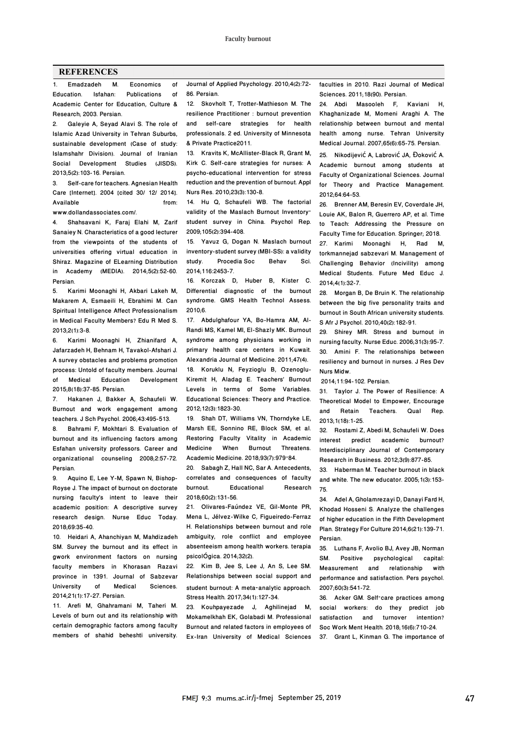## REFERENCES

1. Emadzadeh M. Economics of Education. Isfahan: Publications of Academic Center for Education, Culture & Research; 2003. Persian.
2. Galeyie A, Seyad Alavi S. The role of Islamic Azad University in Tehran Suburbs, sustainable development (Case of study: Islamshahr Division). Journal of Iranian Social Development Studies (JISDS). 2013;5(2):103-16. Persian.
3. Self-care for teachers. Agnesian Health Care [Internet]. 2004 [cited 30/ 12/ 2014]. Available from: www.dollandassociates.com/.
4. Shahsavani K, Faraj Elahi M, Zarif Sanaiey N. Characteristics of a good lecturer from the viewpoints of the students of universities offering virtual education in Shiraz. Magazine of ELearning Distribution in Academy (MEDIA). 2014;5(2):52-60. Persian.
5. Karimi Moonaghi H, Akbari Lakeh M, Makarem A, Esmaeili H, Ebrahimi M. Can Spiritual Intelligence Affect Professionalism in Medical Faculty Members? Edu R Med S. 2013;2(1):3-8.
6. Karimi Moonaghi H, Zhianifard A, Jafarzadeh H, Behnam H, Tavakol-Afshari J. A survey obstacles and problems promotion process: Untold of faculty members. Journal of Medical Education Development 2015;8(18):37-85. Persian.
7. Hakanen J, Bakker A, Schaufeli W. Burnout and work engagement among teachers. J Sch Psychol. 2006;43:495-513.
8. Bahrami F, Mokhtari S. Evaluation of burnout and its influencing factors among Esfahan university professors. Career and organizational counseling 2008;2:57-72. Persian.
9. Aquino E, Lee Y-M, Spawn N, Bishop-Royse J. The impact of burnout on doctorate nursing faculty's intent to leave their academic position: A descriptive survey research design. Nurse Educ Today. 2018;69:35-40.
10. Heidari A, Ahanchiyan M, Mahdizadeh SM. Survey the burnout and its effect in gwork environment factors on nursing faculty members in Khorasan Razavi province in 1391. Journal of Sabzevar University of Medical Sciences. 2014;21(1):17-27. Persian.
11. Arefi M, Ghahramani M, Taheri M. Levels of burn out and its relationship with certain demographic factors among faculty members of shahid beheshti university. Journal of Applied Psychology. 2010;4(2):72-86. Persian.
12. Skovholt T, Trotter-Mathieson M. The resilience Practitioner : burnout prevention and self-care strategies for health professionals. 2 ed. University of Minnesota & Private Practice2011.
13. Kravits K, McAllister-Black R, Grant M, Kirk C. Self-care strategies for nurses: A psycho-educational intervention for stress reduction and the prevention of burnout. Appl Nurs Res. 2010;23(3):130-8.
14. Hu Q, Schaufeli WB. The factorial validity of the Maslach Burnout Inventory-student survey in China. Psychol Rep. 2009;105(2):394-408.
15. Yavuz G, Dogan N. Maslach burnout inventory-student survey (MBI-SS): a validity study. Procedia Soc Behav Sci. 2014;116:2453-7.
16. Korczak D, Huber B, Kister C. Differential diagnostic of the burnout syndrome. GMS Health Technol Assess. 2010;6.
17. Abdulghafour YA, Bo-Hamra AM, Al-Randi MS, Kamel MI, El-Shazly MK. Burnout syndrome among physicians working in primary health care centers in Kuwait. Alexandria Journal of Medicine. 2011;47(4).
18. Koruklu N, Feyzioglu B, Ozenoglu-Kiremit H, Aladag E. Teachers' Burnout Levels in terms of Some Variables. Educational Sciences: Theory and Practice. 2012;12(3):1823-30.
19. Shah DT, Williams VN, Thorndyke LE, Marsh EE, Sonnino RE, Block SM, et al. Restoring Faculty Vitality in Academic Medicine When Burnout Threatens. Academic Medicine. 2018;93(7):979-84.
20. Sabagh Z, Hall NC, Sar A. Antecedents, correlates and consequences of faculty burnout. Educational Research 2018;60(2):131-56.
21. Olivares-Faúndez VE, Gil-Monte PR, Mena L, Jélvez-Wilke C, Figueiredo-Ferraz H. Relationships between burnout and role ambiguity, role conflict and employee absenteeism among health workers. terapia psicolÓgica. 2014;32(2).
22. Kim B, Jee S, Lee J, An S, Lee SM. Relationships between social support and student burnout: A meta-analytic approach. Stress Health. 2017;34(1):127-34.
23. Kouhpayezade J, Aghilinejad M, Mokamelkhah EK, Golabadi M. Professional Burnout and related factors in employees of Ex-Iran University of Medical Sciences faculties in 2010. Razi Journal of Medical Sciences. 2011;18(90). Persian.
24. Abdi Masooleh F, Kaviani H, Khaghanizade M, Momeni Araghi A. The relationship between burnout and mental health among nurse. Tehran University Medical Journal. 2007;65(6):65-75. Persian.
25. Nikodijević A, Labrović JA, Đoković A. Academic burnout among students at Faculty of Organizational Sciences. Journal for Theory and Practice Management. 2012;64:64-53.
26. Brenner AM, Beresin EV, Coverdale JH, Louie AK, Balon R, Guerrero AP, et al. Time to Teach: Addressing the Pressure on Faculty Time for Education. Springer; 2018.
27. Karimi Moonaghi H, Rad M, torkmannejad sabzevari M. Management of Challenging Behavior (Incivility) among Medical Students. Future Med Educ J. 2014;4(1):32-7.
28. Morgan B, De Bruin K. The relationship between the big five personality traits and burnout in South African university students. S Afr J Psychol. 2010;40(2):182-91.
29. Shirey MR. Stress and burnout in nursing faculty. Nurse Educ. 2006;31(3):95-7.
30. Amini F. The relationships between resiliency and burnout in nurses. J Res Dev Nurs Midw. 2014;11:94-102. Persian.
31. Taylor J. The Power of Resilience: A Theoretical Model to Empower, Encourage and Retain Teachers. Qual Rep. 2013;1(18):1-25.
32. Rostami Z, Abedi M, Schaufeli W. Does interest predict academic burnout? Interdisciplinary Journal of Contemporary Research in Business. 2012;3(9):877-85.
33. Haberman M. Teacher burnout in black and white. The new educator. 2005;1(3):153-75.
34. Adel A, Gholamrezayi D, Danayi Fard H, Khodad Hosseni S. Analyze the challenges of higher education in the Fifth Development Plan. Strategy For Culture 2014;6(21):139-71. Persian.
35. Luthans F, Avolio BJ, Avey JB, Norman SM. Positive psychological capital: Measurement and relationship with performance and satisfaction. Pers psychol. 2007;60(3):541-72.
36. Acker GM. Self-care practices among social workers: do they predict job satisfaction and turnover intention? Soc Work Ment Health. 2018;16(6):710-24.
37. Grant L, Kinman G. The importance of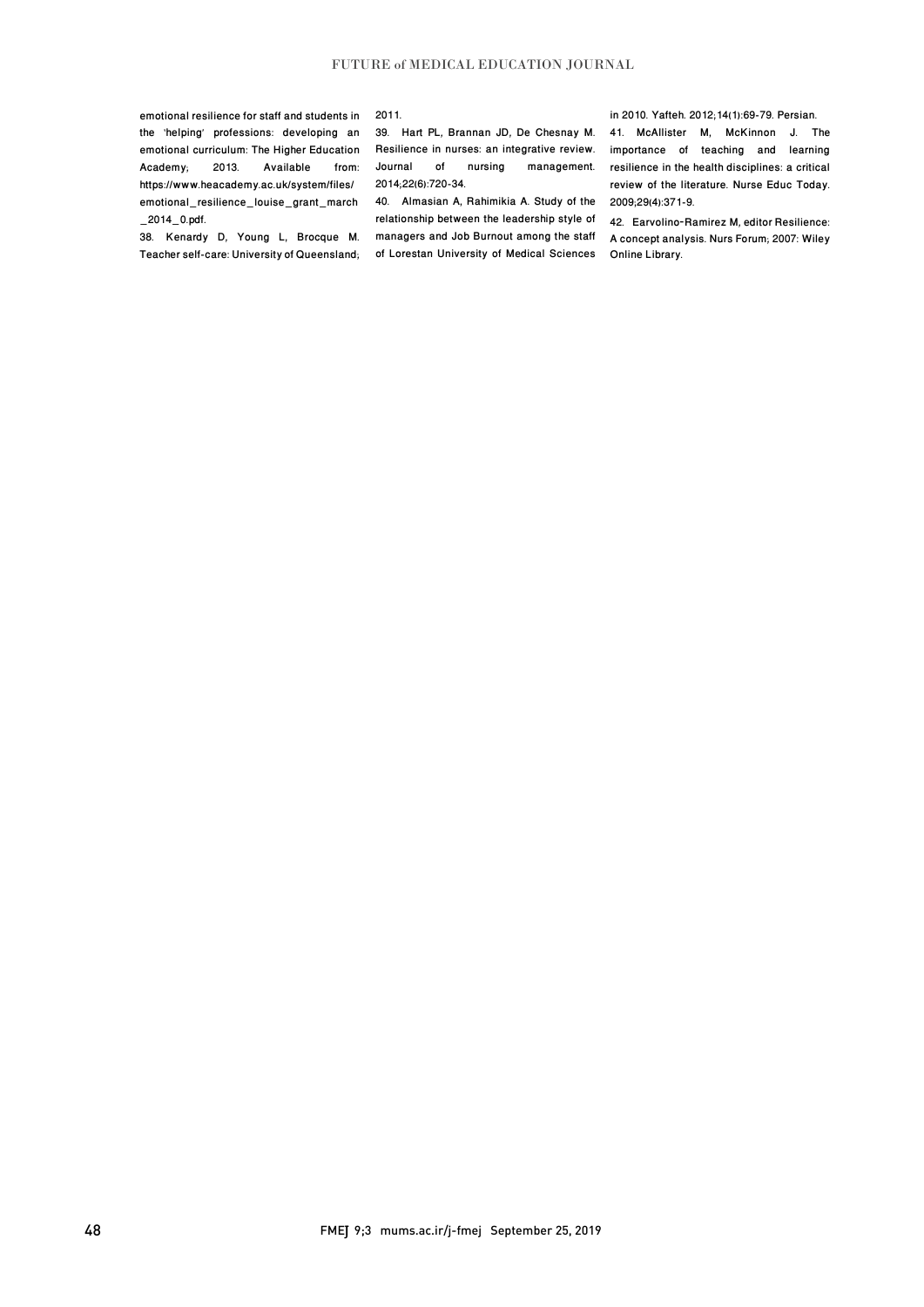emotional resilience for staff and students in the 'helping' professions: developing an emotional curriculum: The Higher Education Academy; 2013. Available from: https://www.heacademy.ac.uk/system/files/emotional_resilience_louise_grant_march_2014_0.pdf.

38. Kenardy D, Young L, Brocque M. Teacher self-care: University of Queensland; 2011.

39. Hart PL, Brannan JD, De Chesnay M. Resilience in nurses: an integrative review. Journal of nursing management. 2014;22(6):720-34.

40. Almasian A, Rahimikia A. Study of the relationship between the leadership style of managers and Job Burnout among the staff of Lorestan University of Medical Sciences in 2010. Yafteh. 2012;14(1):69-79. Persian.

41. McAllister M, McKinnon J. The importance of teaching and learning resilience in the health disciplines: a critical review of the literature. Nurse Educ Today. 2009;29(4):371-9.

42. Earvolino-Ramirez M, editor Resilience: A concept analysis. Nurs Forum; 2007: Wiley Online Library.